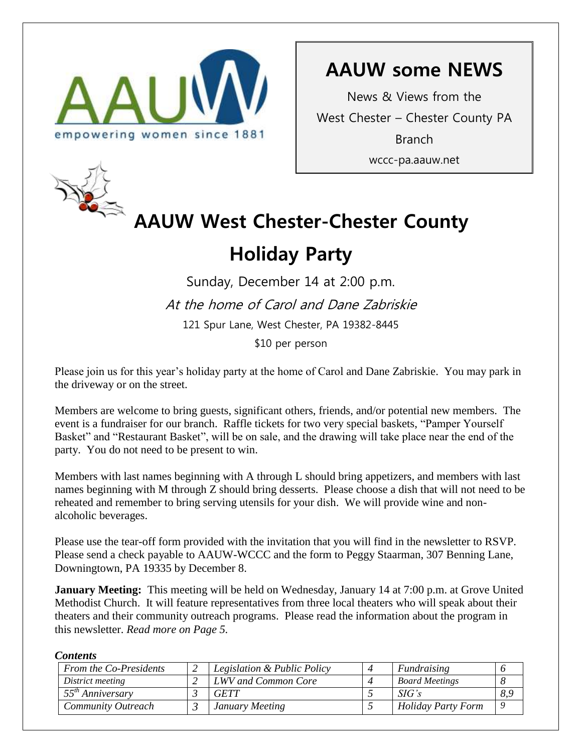empowering women since 1881

# AAUW some NEWS

News & Views from the
West Chester – Chester County PA
Branch
wccc-pa.aauw.net

# AAUW West Chester-Chester County
# Holiday Party

Sunday, December 14 at 2:00 p.m.

*At the home of Carol and Dane Zabriskie*

121 Spur Lane, West Chester, PA 19382-8445

$10 per person

Please join us for this year's holiday party at the home of Carol and Dane Zabriskie. You may park in the driveway or on the street.

Members are welcome to bring guests, significant others, friends, and/or potential new members. The event is a fundraiser for our branch. Raffle tickets for two very special baskets, "Pamper Yourself Basket" and "Restaurant Basket", will be on sale, and the drawing will take place near the end of the party. You do not need to be present to win.

Members with last names beginning with A through L should bring appetizers, and members with last names beginning with M through Z should bring desserts. Please choose a dish that will not need to be reheated and remember to bring serving utensils for your dish. We will provide wine and non-alcoholic beverages.

Please use the tear-off form provided with the invitation that you will find in the newsletter to RSVP. Please send a check payable to AAUW-WCCC and the form to Peggy Staarman, 307 Benning Lane, Downingtown, PA 19335 by December 8.

**January Meeting:** This meeting will be held on Wednesday, January 14 at 7:00 p.m. at Grove United Methodist Church. It will feature representatives from three local theaters who will speak about their theaters and their community outreach programs. Please read the information about the program in this newsletter. *Read more on Page 5.*

***Contents***

| | | | | | |
|---|---|---|---|---|---|
| *From the Co-Presidents* | *2* | *Legislation & Public Policy* | *4* | *Fundraising* | *6* |
| *District meeting* | *2* | *LWV and Common Core* | *4* | *Board Meetings* | *8* |
| *55th Anniversary* | *3* | *GETT* | *5* | *SIG's* | *8,9* |
| *Community Outreach* | *3* | *January Meeting* | *5* | *Holiday Party Form* | *9* |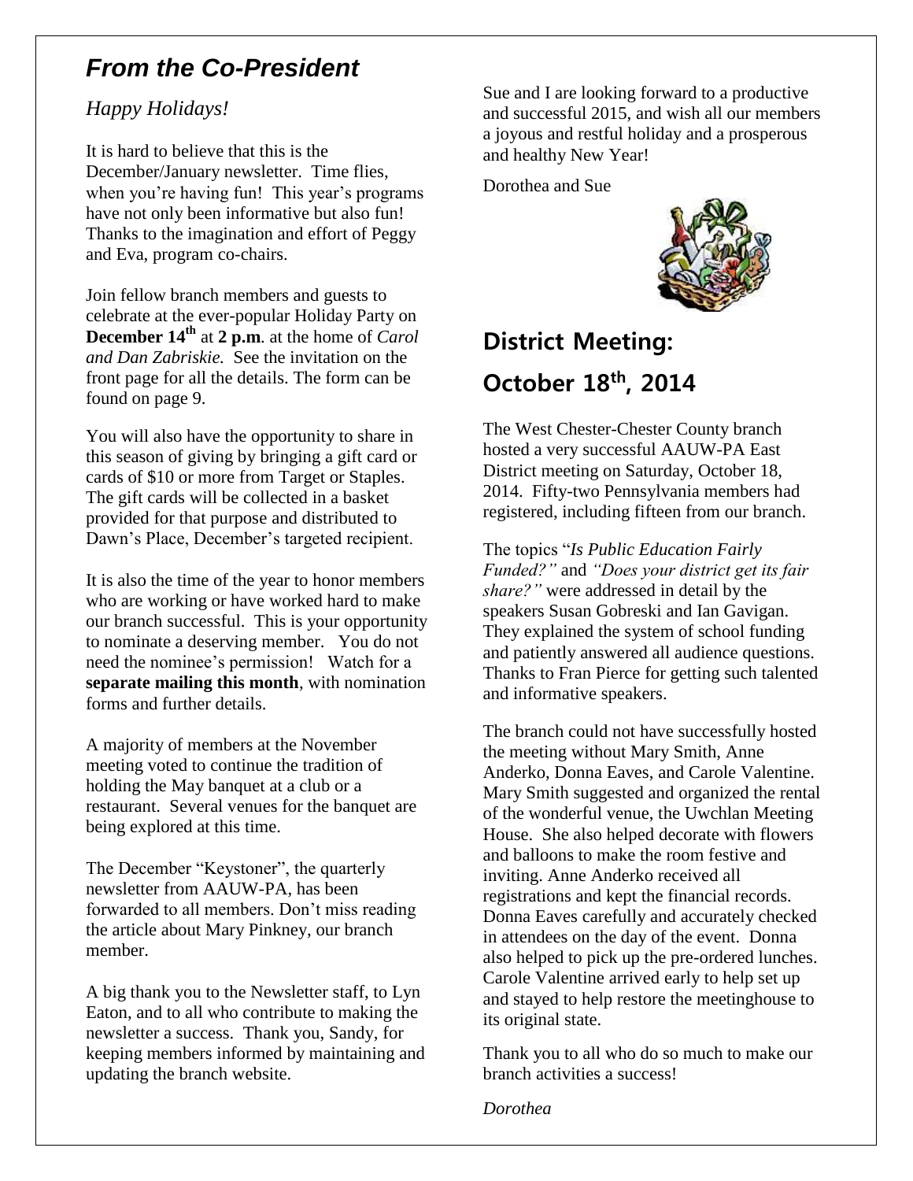## *From the Co-President*

*Happy Holidays!*

It is hard to believe that this is the December/January newsletter. Time flies, when you're having fun! This year's programs have not only been informative but also fun! Thanks to the imagination and effort of Peggy and Eva, program co-chairs.

Join fellow branch members and guests to celebrate at the ever-popular Holiday Party on **December 14th** at **2 p.m**. at the home of *Carol and Dan Zabriskie.* See the invitation on the front page for all the details. The form can be found on page 9.

You will also have the opportunity to share in this season of giving by bringing a gift card or cards of $10 or more from Target or Staples. The gift cards will be collected in a basket provided for that purpose and distributed to Dawn's Place, December's targeted recipient.

It is also the time of the year to honor members who are working or have worked hard to make our branch successful. This is your opportunity to nominate a deserving member. You do not need the nominee's permission! Watch for a **separate mailing this month**, with nomination forms and further details.

A majority of members at the November meeting voted to continue the tradition of holding the May banquet at a club or a restaurant. Several venues for the banquet are being explored at this time.

The December "Keystoner", the quarterly newsletter from AAUW-PA, has been forwarded to all members. Don't miss reading the article about Mary Pinkney, our branch member.

A big thank you to the Newsletter staff, to Lyn Eaton, and to all who contribute to making the newsletter a success. Thank you, Sandy, for keeping members informed by maintaining and updating the branch website.

Sue and I are looking forward to a productive and successful 2015, and wish all our members a joyous and restful holiday and a prosperous and healthy New Year!

Dorothea and Sue

## District Meeting: October 18th, 2014

The West Chester-Chester County branch hosted a very successful AAUW-PA East District meeting on Saturday, October 18, 2014. Fifty-two Pennsylvania members had registered, including fifteen from our branch.

The topics "*Is Public Education Fairly Funded?"* and *"Does your district get its fair share?"* were addressed in detail by the speakers Susan Gobreski and Ian Gavigan. They explained the system of school funding and patiently answered all audience questions. Thanks to Fran Pierce for getting such talented and informative speakers.

The branch could not have successfully hosted the meeting without Mary Smith, Anne Anderko, Donna Eaves, and Carole Valentine. Mary Smith suggested and organized the rental of the wonderful venue, the Uwchlan Meeting House. She also helped decorate with flowers and balloons to make the room festive and inviting. Anne Anderko received all registrations and kept the financial records. Donna Eaves carefully and accurately checked in attendees on the day of the event. Donna also helped to pick up the pre-ordered lunches. Carole Valentine arrived early to help set up and stayed to help restore the meetinghouse to its original state.

Thank you to all who do so much to make our branch activities a success!

*Dorothea*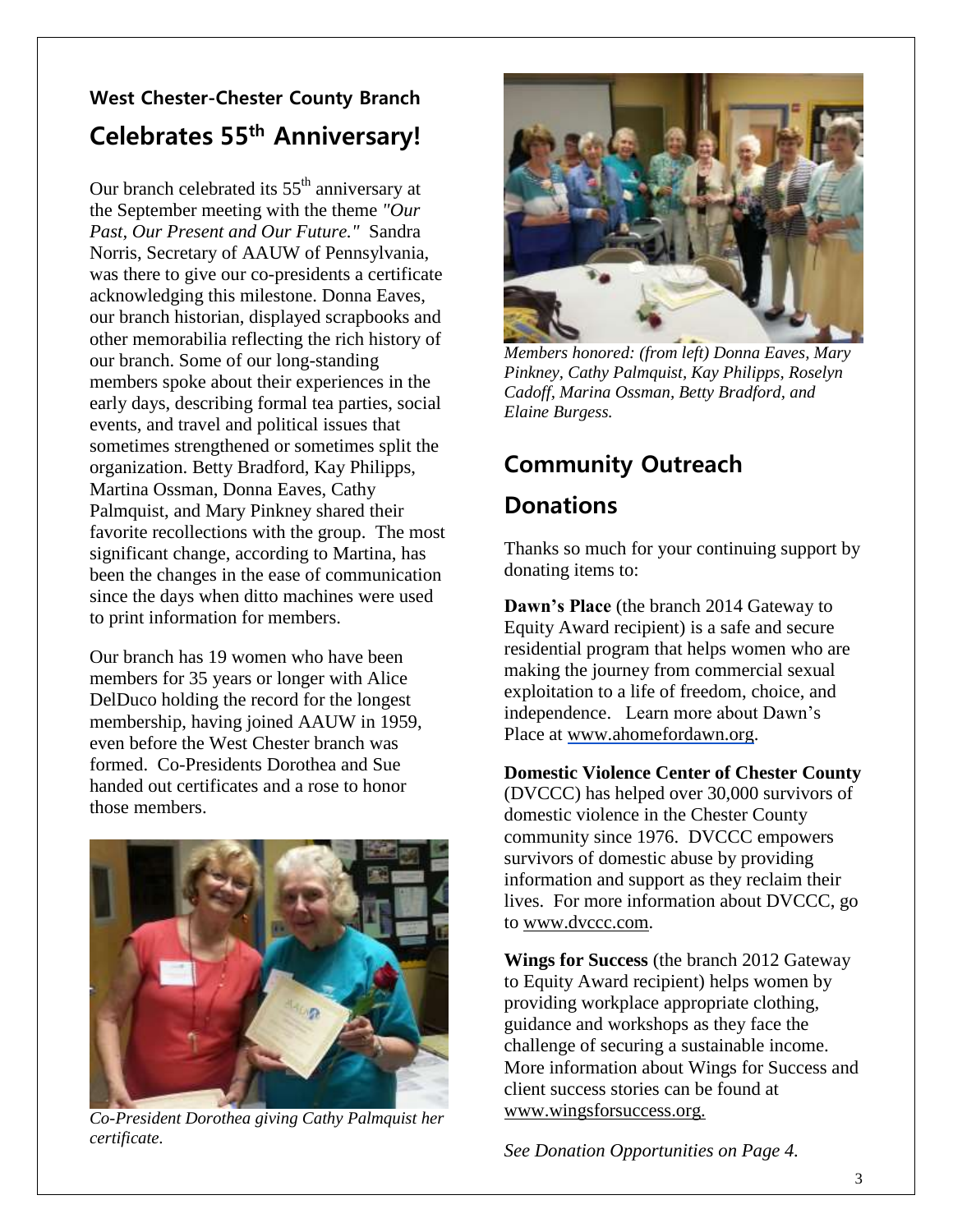## West Chester-Chester County Branch

# Celebrates 55th Anniversary!

Our branch celebrated its 55th anniversary at the September meeting with the theme *"Our Past, Our Present and Our Future."* Sandra Norris, Secretary of AAUW of Pennsylvania, was there to give our co-presidents a certificate acknowledging this milestone. Donna Eaves, our branch historian, displayed scrapbooks and other memorabilia reflecting the rich history of our branch. Some of our long-standing members spoke about their experiences in the early days, describing formal tea parties, social events, and travel and political issues that sometimes strengthened or sometimes split the organization. Betty Bradford, Kay Philipps, Martina Ossman, Donna Eaves, Cathy Palmquist, and Mary Pinkney shared their favorite recollections with the group. The most significant change, according to Martina, has been the changes in the ease of communication since the days when ditto machines were used to print information for members.

Our branch has 19 women who have been members for 35 years or longer with Alice DelDuco holding the record for the longest membership, having joined AAUW in 1959, even before the West Chester branch was formed. Co-Presidents Dorothea and Sue handed out certificates and a rose to honor those members.

*Co-President Dorothea giving Cathy Palmquist her certificate.*

*Members honored: (from left) Donna Eaves, Mary Pinkney, Cathy Palmquist, Kay Philipps, Roselyn Cadoff, Marina Ossman, Betty Bradford, and Elaine Burgess.*

# Community Outreach

# Donations

Thanks so much for your continuing support by donating items to:

**Dawn's Place** (the branch 2014 Gateway to Equity Award recipient) is a safe and secure residential program that helps women who are making the journey from commercial sexual exploitation to a life of freedom, choice, and independence. Learn more about Dawn's Place at www.ahomefordawn.org.

**Domestic Violence Center of Chester County** (DVCCC) has helped over 30,000 survivors of domestic violence in the Chester County community since 1976. DVCCC empowers survivors of domestic abuse by providing information and support as they reclaim their lives. For more information about DVCCC, go to www.dvccc.com.

**Wings for Success** (the branch 2012 Gateway to Equity Award recipient) helps women by providing workplace appropriate clothing, guidance and workshops as they face the challenge of securing a sustainable income. More information about Wings for Success and client success stories can be found at www.wingsforsuccess.org.

*See Donation Opportunities on Page 4.*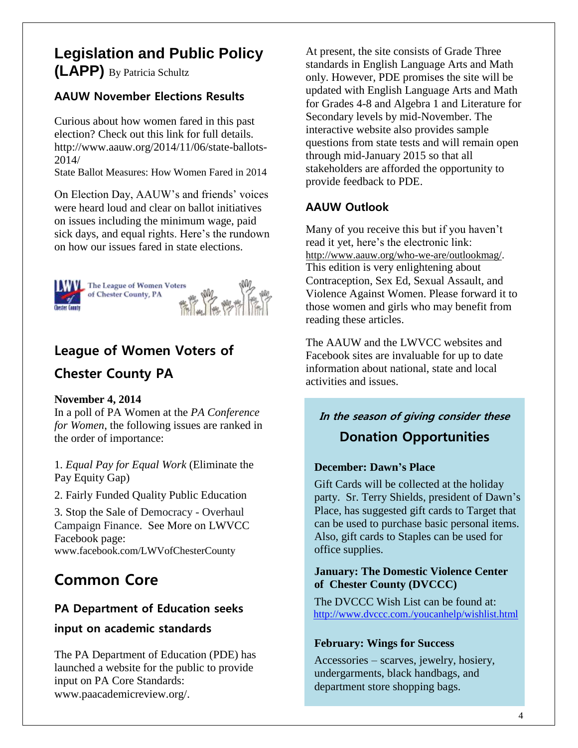# Legislation and Public Policy (LAPP) By Patricia Schultz

### AAUW November Elections Results

Curious about how women fared in this past election? Check out this link for full details. http://www.aauw.org/2014/11/06/state-ballots-2014/
State Ballot Measures: How Women Fared in 2014

On Election Day, AAUW's and friends' voices were heard loud and clear on ballot initiatives on issues including the minimum wage, paid sick days, and equal rights. Here's the rundown on how our issues fared in state elections.

The League of Women Voters of Chester County, PA

## League of Women Voters of Chester County PA

**November 4, 2014**
In a poll of PA Women at the *PA Conference for Women*, the following issues are ranked in the order of importance:

1. *Equal Pay for Equal Work* (Eliminate the Pay Equity Gap)
2. Fairly Funded Quality Public Education
3. Stop the Sale of Democracy - Overhaul Campaign Finance. See More on LWVCC Facebook page: www.facebook.com/LWVofChesterCounty

# Common Core

### PA Department of Education seeks input on academic standards

The PA Department of Education (PDE) has launched a website for the public to provide input on PA Core Standards: www.paacademicreview.org/.

At present, the site consists of Grade Three standards in English Language Arts and Math only. However, PDE promises the site will be updated with English Language Arts and Math for Grades 4-8 and Algebra 1 and Literature for Secondary levels by mid-November. The interactive website also provides sample questions from state tests and will remain open through mid-January 2015 so that all stakeholders are afforded the opportunity to provide feedback to PDE.

### AAUW Outlook

Many of you receive this but if you haven't read it yet, here's the electronic link: http://www.aauw.org/who-we-are/outlookmag/. This edition is very enlightening about Contraception, Sex Ed, Sexual Assault, and Violence Against Women. Please forward it to those women and girls who may benefit from reading these articles.

The AAUW and the LWVCC websites and Facebook sites are invaluable for up to date information about national, state and local activities and issues.

***In the season of giving consider these***

## Donation Opportunities

**December: Dawn's Place**

Gift Cards will be collected at the holiday party. Sr. Terry Shields, president of Dawn's Place, has suggested gift cards to Target that can be used to purchase basic personal items. Also, gift cards to Staples can be used for office supplies.

**January: The Domestic Violence Center of Chester County (DVCCC)**

The DVCCC Wish List can be found at: http://www.dvccc.com./youcanhelp/wishlist.html

**February: Wings for Success**

Accessories – scarves, jewelry, hosiery, undergarments, black handbags, and department store shopping bags.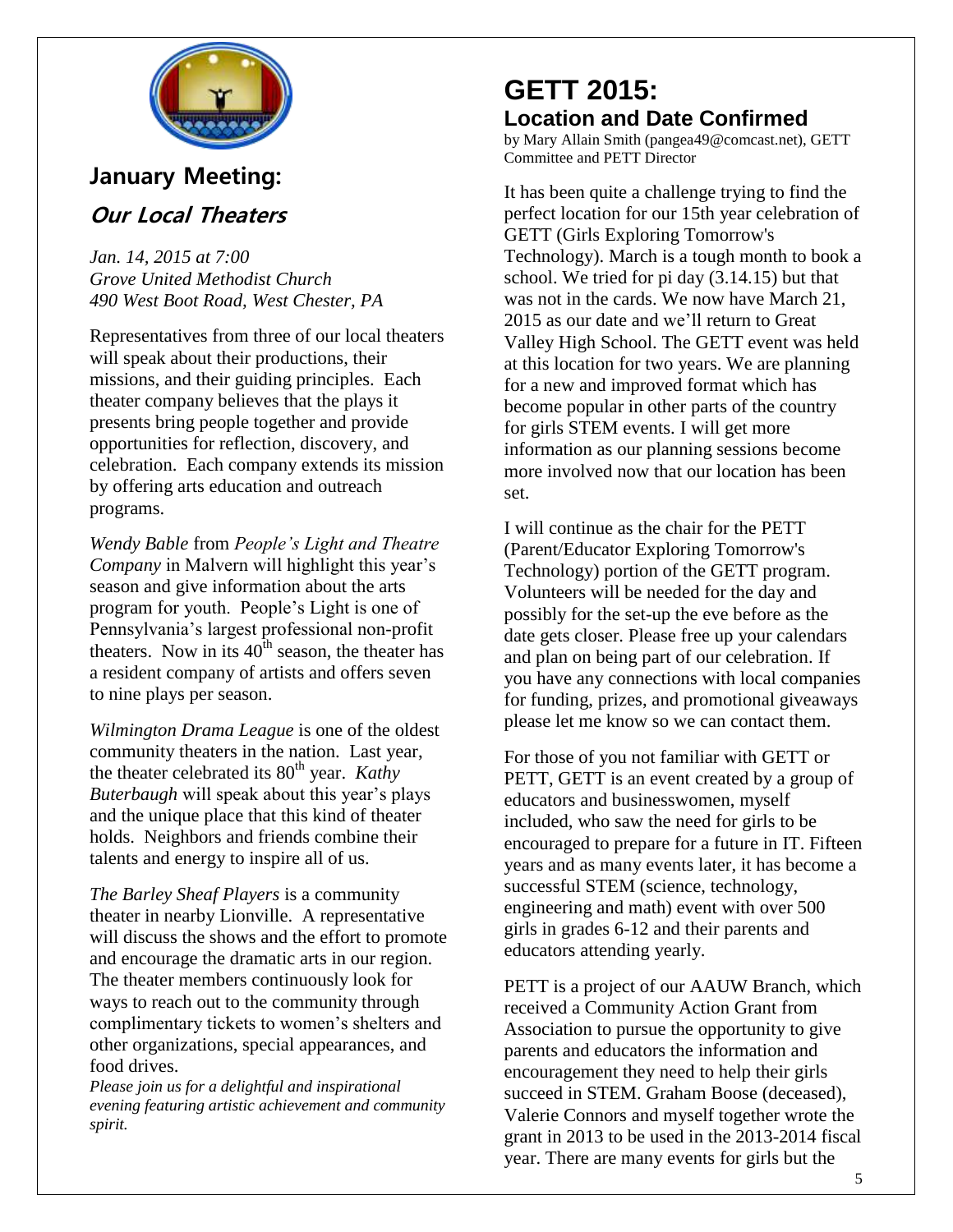## January Meeting:

### *Our Local Theaters*

*Jan. 14, 2015 at 7:00*
*Grove United Methodist Church*
*490 West Boot Road, West Chester, PA*

Representatives from three of our local theaters will speak about their productions, their missions, and their guiding principles. Each theater company believes that the plays it presents bring people together and provide opportunities for reflection, discovery, and celebration. Each company extends its mission by offering arts education and outreach programs.

*Wendy Bable* from *People's Light and Theatre Company* in Malvern will highlight this year's season and give information about the arts program for youth. People's Light is one of Pennsylvania's largest professional non-profit theaters. Now in its 40th season, the theater has a resident company of artists and offers seven to nine plays per season.

*Wilmington Drama League* is one of the oldest community theaters in the nation. Last year, the theater celebrated its 80th year. *Kathy Buterbaugh* will speak about this year's plays and the unique place that this kind of theater holds. Neighbors and friends combine their talents and energy to inspire all of us.

*The Barley Sheaf Players* is a community theater in nearby Lionville. A representative will discuss the shows and the effort to promote and encourage the dramatic arts in our region. The theater members continuously look for ways to reach out to the community through complimentary tickets to women's shelters and other organizations, special appearances, and food drives.

*Please join us for a delightful and inspirational evening featuring artistic achievement and community spirit.*

# GETT 2015:
## Location and Date Confirmed

by Mary Allain Smith (pangea49@comcast.net), GETT Committee and PETT Director

It has been quite a challenge trying to find the perfect location for our 15th year celebration of GETT (Girls Exploring Tomorrow's Technology). March is a tough month to book a school. We tried for pi day (3.14.15) but that was not in the cards. We now have March 21, 2015 as our date and we'll return to Great Valley High School. The GETT event was held at this location for two years. We are planning for a new and improved format which has become popular in other parts of the country for girls STEM events. I will get more information as our planning sessions become more involved now that our location has been set.

I will continue as the chair for the PETT (Parent/Educator Exploring Tomorrow's Technology) portion of the GETT program. Volunteers will be needed for the day and possibly for the set-up the eve before as the date gets closer. Please free up your calendars and plan on being part of our celebration. If you have any connections with local companies for funding, prizes, and promotional giveaways please let me know so we can contact them.

For those of you not familiar with GETT or PETT, GETT is an event created by a group of educators and businesswomen, myself included, who saw the need for girls to be encouraged to prepare for a future in IT. Fifteen years and as many events later, it has become a successful STEM (science, technology, engineering and math) event with over 500 girls in grades 6-12 and their parents and educators attending yearly.

PETT is a project of our AAUW Branch, which received a Community Action Grant from Association to pursue the opportunity to give parents and educators the information and encouragement they need to help their girls succeed in STEM. Graham Boose (deceased), Valerie Connors and myself together wrote the grant in 2013 to be used in the 2013-2014 fiscal year. There are many events for girls but the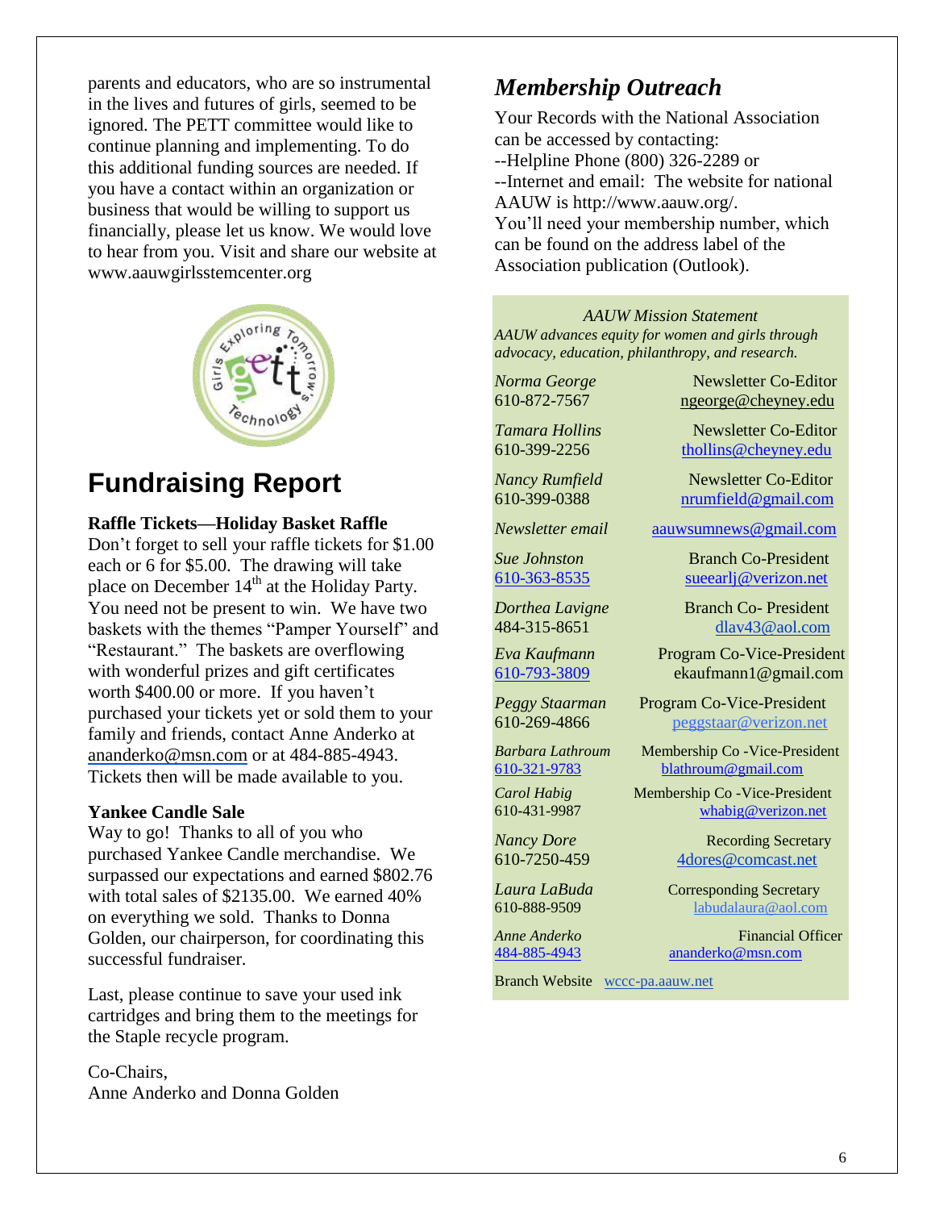parents and educators, who are so instrumental in the lives and futures of girls, seemed to be ignored. The PETT committee would like to continue planning and implementing. To do this additional funding sources are needed. If you have a contact within an organization or business that would be willing to support us financially, please let us know. We would love to hear from you. Visit and share our website at www.aauwgirlsstemcenter.org

# Fundraising Report

**Raffle Tickets—Holiday Basket Raffle**

Don't forget to sell your raffle tickets for $1.00 each or 6 for $5.00. The drawing will take place on December 14th at the Holiday Party. You need not be present to win. We have two baskets with the themes "Pamper Yourself" and "Restaurant." The baskets are overflowing with wonderful prizes and gift certificates worth $400.00 or more. If you haven't purchased your tickets yet or sold them to your family and friends, contact Anne Anderko at ananderko@msn.com or at 484-885-4943. Tickets then will be made available to you.

**Yankee Candle Sale**

Way to go! Thanks to all of you who purchased Yankee Candle merchandise. We surpassed our expectations and earned $802.76 with total sales of $2135.00. We earned 40% on everything we sold. Thanks to Donna Golden, our chairperson, for coordinating this successful fundraiser.

Last, please continue to save your used ink cartridges and bring them to the meetings for the Staple recycle program.

Co-Chairs,
Anne Anderko and Donna Golden

## *Membership Outreach*

Your Records with the National Association can be accessed by contacting:
--Helpline Phone (800) 326-2289 or
--Internet and email: The website for national AAUW is http://www.aauw.org/.
You'll need your membership number, which can be found on the address label of the Association publication (Outlook).

*AAUW Mission Statement*

*AAUW advances equity for women and girls through advocacy, education, philanthropy, and research.*

| Name / Phone | Position / Email |
|---|---|
| *Norma George* 610-872-7567 | Newsletter Co-Editor ngeorge@cheyney.edu |
| *Tamara Hollins* 610-399-2256 | Newsletter Co-Editor thollins@cheyney.edu |
| *Nancy Rumfield* 610-399-0388 | Newsletter Co-Editor nrumfield@gmail.com |
| *Newsletter email* | aauwsumnews@gmail.com |
| *Sue Johnston* 610-363-8535 | Branch Co-President sueearlj@verizon.net |
| *Dorthea Lavigne* 484-315-8651 | Branch Co- President dlav43@aol.com |
| *Eva Kaufmann* 610-793-3809 | Program Co-Vice-President ekaufmann1@gmail.com |
| *Peggy Staarman* 610-269-4866 | Program Co-Vice-President peggstaar@verizon.net |
| *Barbara Lathroum* 610-321-9783 | Membership Co -Vice-President blathroum@gmail.com |
| *Carol Habig* 610-431-9987 | Membership Co -Vice-President whabig@verizon.net |
| *Nancy Dore* 610-7250-459 | Recording Secretary 4dores@comcast.net |
| *Laura LaBuda* 610-888-9509 | Corresponding Secretary labudalaura@aol.com |
| *Anne Anderko* 484-885-4943 | Financial Officer ananderko@msn.com |

Branch Website wccc-pa.aauw.net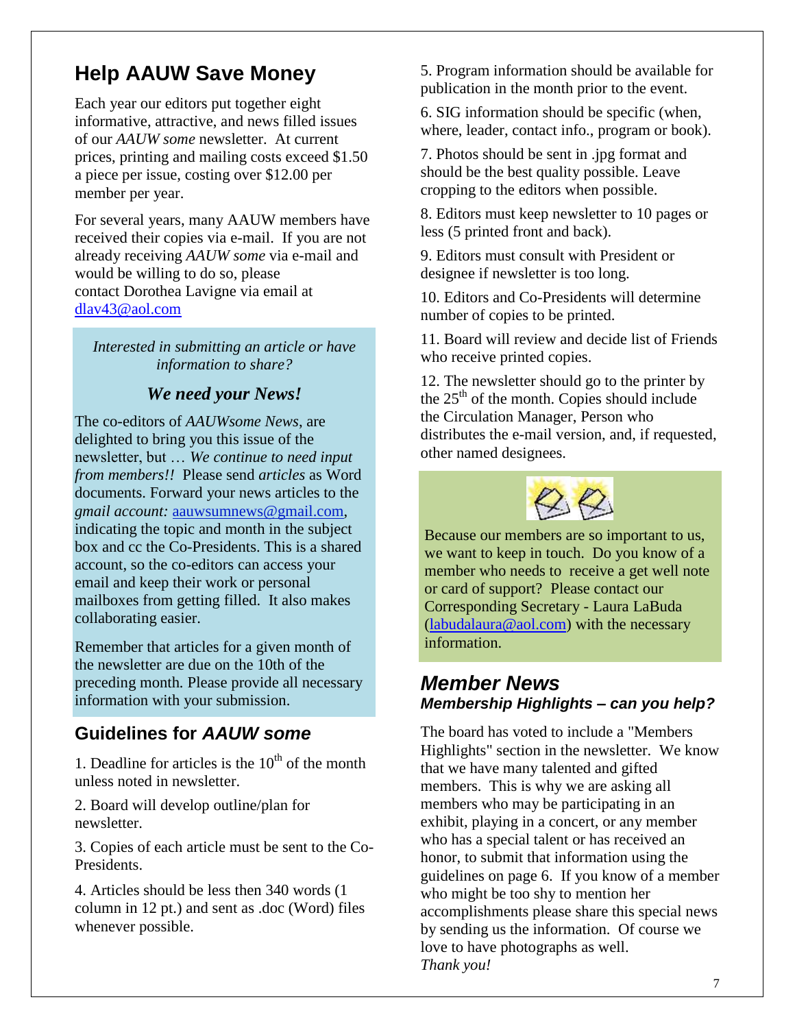## Help AAUW Save Money

Each year our editors put together eight informative, attractive, and news filled issues of our *AAUW some* newsletter. At current prices, printing and mailing costs exceed $1.50 a piece per issue, costing over $12.00 per member per year.

For several years, many AAUW members have received their copies via e-mail. If you are not already receiving *AAUW some* via e-mail and would be willing to do so, please contact Dorothea Lavigne via email at dlav43@aol.com

*Interested in submitting an article or have information to share?*

***We need your News!***

The co-editors of *AAUWsome News*, are delighted to bring you this issue of the newsletter, but … *We continue to need input from members!!* Please send *articles* as Word documents. Forward your news articles to the *gmail account:* aauwsumnews@gmail.com, indicating the topic and month in the subject box and cc the Co-Presidents. This is a shared account, so the co-editors can access your email and keep their work or personal mailboxes from getting filled. It also makes collaborating easier.

Remember that articles for a given month of the newsletter are due on the 10th of the preceding month. Please provide all necessary information with your submission.

## Guidelines for *AAUW some*

1. Deadline for articles is the 10th of the month unless noted in newsletter.

2. Board will develop outline/plan for newsletter.

3. Copies of each article must be sent to the Co-Presidents.

4. Articles should be less then 340 words (1 column in 12 pt.) and sent as .doc (Word) files whenever possible.

5. Program information should be available for publication in the month prior to the event.

6. SIG information should be specific (when, where, leader, contact info., program or book).

7. Photos should be sent in .jpg format and should be the best quality possible. Leave cropping to the editors when possible.

8. Editors must keep newsletter to 10 pages or less (5 printed front and back).

9. Editors must consult with President or designee if newsletter is too long.

10. Editors and Co-Presidents will determine number of copies to be printed.

11. Board will review and decide list of Friends who receive printed copies.

12. The newsletter should go to the printer by the 25th of the month. Copies should include the Circulation Manager, Person who distributes the e-mail version, and, if requested, other named designees.

Because our members are so important to us, we want to keep in touch. Do you know of a member who needs to receive a get well note or card of support? Please contact our Corresponding Secretary - Laura LaBuda (labudalaura@aol.com) with the necessary information.

## *Member News*

### *Membership Highlights – can you help?*

The board has voted to include a "Members Highlights" section in the newsletter. We know that we have many talented and gifted members. This is why we are asking all members who may be participating in an exhibit, playing in a concert, or any member who has a special talent or has received an honor, to submit that information using the guidelines on page 6. If you know of a member who might be too shy to mention her accomplishments please share this special news by sending us the information. Of course we love to have photographs as well.
*Thank you!*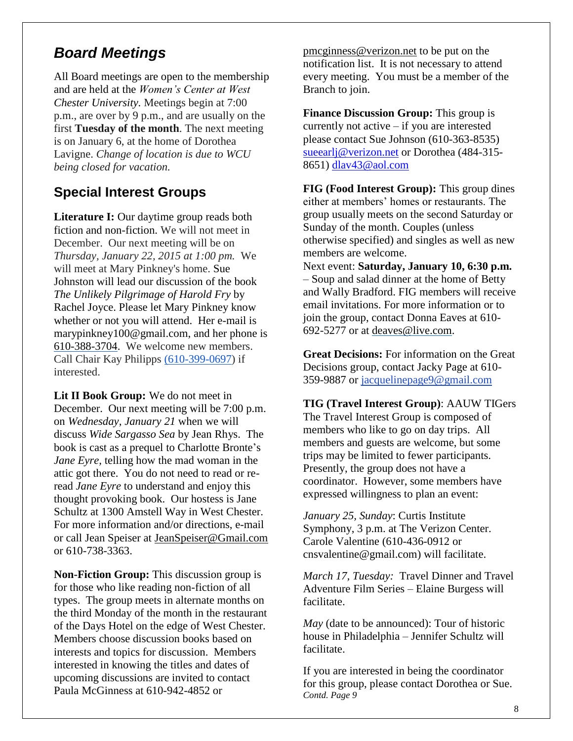## *Board Meetings*

All Board meetings are open to the membership and are held at the *Women's Center at West Chester University*. Meetings begin at 7:00 p.m., are over by 9 p.m., and are usually on the first **Tuesday of the month**. The next meeting is on January 6, at the home of Dorothea Lavigne. *Change of location is due to WCU being closed for vacation.*

## Special Interest Groups

**Literature I:** Our daytime group reads both fiction and non-fiction. We will not meet in December. Our next meeting will be on *Thursday, January 22, 2015 at 1:00 pm.* We will meet at Mary Pinkney's home. Sue Johnston will lead our discussion of the book *The Unlikely Pilgrimage of Harold Fry* by Rachel Joyce. Please let Mary Pinkney know whether or not you will attend. Her e-mail is marypinkney100@gmail.com, and her phone is 610-388-3704. We welcome new members. Call Chair Kay Philipps (610-399-0697) if interested.

**Lit II Book Group:** We do not meet in December. Our next meeting will be 7:00 p.m. on *Wednesday, January 21* when we will discuss *Wide Sargasso Sea* by Jean Rhys. The book is cast as a prequel to Charlotte Bronte's *Jane Eyre*, telling how the mad woman in the attic got there. You do not need to read or re-read *Jane Eyre* to understand and enjoy this thought provoking book. Our hostess is Jane Schultz at 1300 Amstell Way in West Chester. For more information and/or directions, e-mail or call Jean Speiser at JeanSpeiser@Gmail.com or 610-738-3363.

**Non-Fiction Group:** This discussion group is for those who like reading non-fiction of all types. The group meets in alternate months on the third Monday of the month in the restaurant of the Days Hotel on the edge of West Chester. Members choose discussion books based on interests and topics for discussion. Members interested in knowing the titles and dates of upcoming discussions are invited to contact Paula McGinness at 610-942-4852 or pmcginness@verizon.net to be put on the notification list. It is not necessary to attend every meeting. You must be a member of the Branch to join.

**Finance Discussion Group:** This group is currently not active – if you are interested please contact Sue Johnson (610-363-8535) sueearlj@verizon.net or Dorothea (484-315-8651) dlav43@aol.com

**FIG (Food Interest Group):** This group dines either at members' homes or restaurants. The group usually meets on the second Saturday or Sunday of the month. Couples (unless otherwise specified) and singles as well as new members are welcome.
Next event: **Saturday, January 10, 6:30 p.m.** – Soup and salad dinner at the home of Betty and Wally Bradford. FIG members will receive email invitations. For more information or to join the group, contact Donna Eaves at 610-692-5277 or at deaves@live.com.

**Great Decisions:** For information on the Great Decisions group, contact Jacky Page at 610-359-9887 or jacquelinepage9@gmail.com

**TIG (Travel Interest Group)**: AAUW TIGers The Travel Interest Group is composed of members who like to go on day trips. All members and guests are welcome, but some trips may be limited to fewer participants. Presently, the group does not have a coordinator. However, some members have expressed willingness to plan an event:

*January 25, Sunday*: Curtis Institute Symphony, 3 p.m. at The Verizon Center. Carole Valentine (610-436-0912 or cnsvalentine@gmail.com) will facilitate.

*March 17, Tuesday:* Travel Dinner and Travel Adventure Film Series – Elaine Burgess will facilitate.

*May* (date to be announced): Tour of historic house in Philadelphia – Jennifer Schultz will facilitate.

If you are interested in being the coordinator for this group, please contact Dorothea or Sue.
*Contd. Page 9*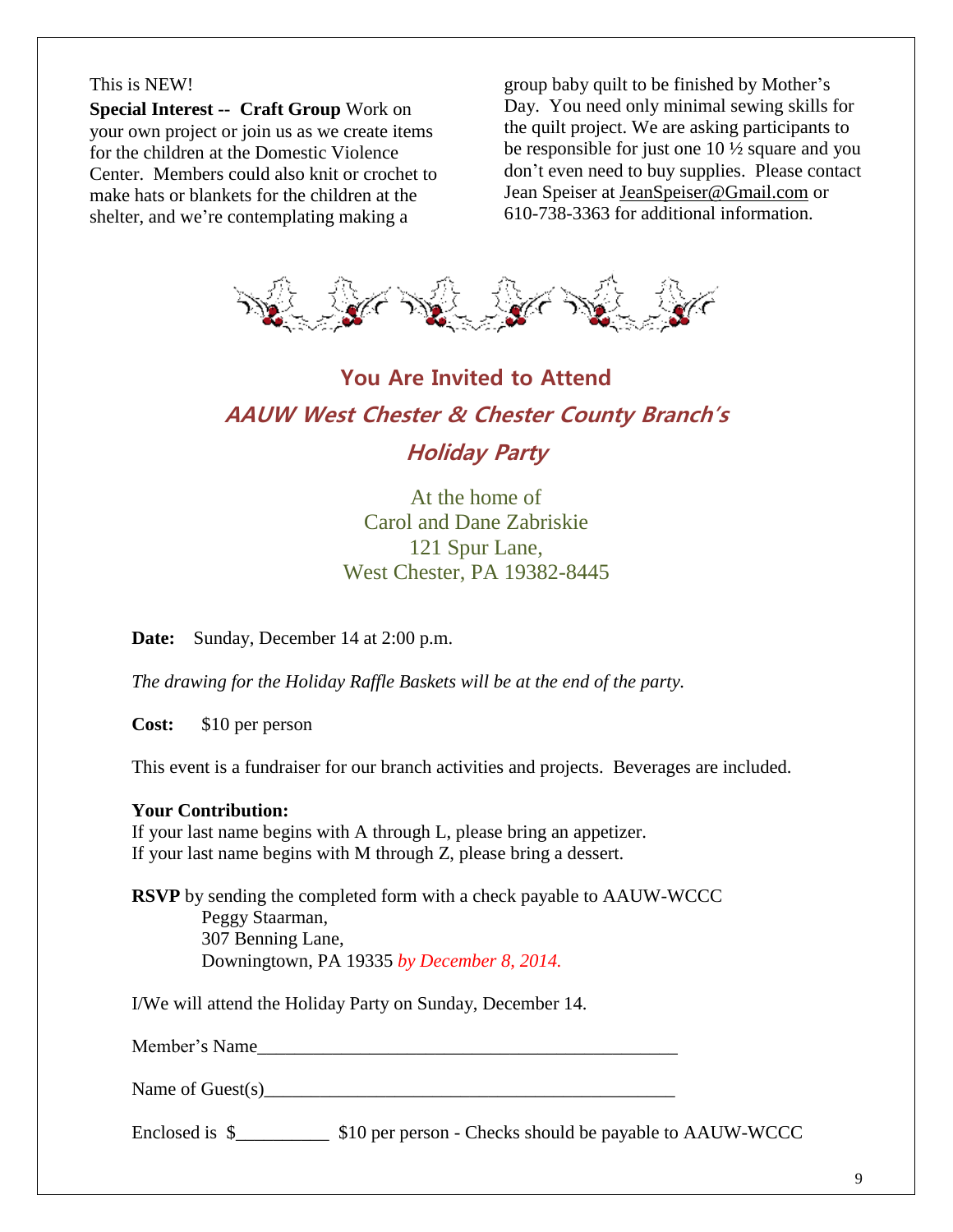This is NEW!

**Special Interest -- Craft Group** Work on your own project or join us as we create items for the children at the Domestic Violence Center. Members could also knit or crochet to make hats or blankets for the children at the shelter, and we're contemplating making a group baby quilt to be finished by Mother's Day. You need only minimal sewing skills for the quilt project. We are asking participants to be responsible for just one 10 ½ square and you don't even need to buy supplies. Please contact Jean Speiser at JeanSpeiser@Gmail.com or 610-738-3363 for additional information.

## You Are Invited to Attend

## *AAUW West Chester & Chester County Branch's*

## *Holiday Party*

At the home of
Carol and Dane Zabriskie
121 Spur Lane,
West Chester, PA 19382-8445

**Date:** Sunday, December 14 at 2:00 p.m.

*The drawing for the Holiday Raffle Baskets will be at the end of the party.*

**Cost:** $10 per person

This event is a fundraiser for our branch activities and projects. Beverages are included.

**Your Contribution:**
If your last name begins with A through L, please bring an appetizer.
If your last name begins with M through Z, please bring a dessert.

**RSVP** by sending the completed form with a check payable to AAUW-WCCC
Peggy Staarman,
307 Benning Lane,
Downingtown, PA 19335 *by December 8, 2014.*

I/We will attend the Holiday Party on Sunday, December 14.

Member's Name_____________________________________________

Name of Guest(s)___________________________________________

Enclosed is $__________ $10 per person - Checks should be payable to AAUW-WCCC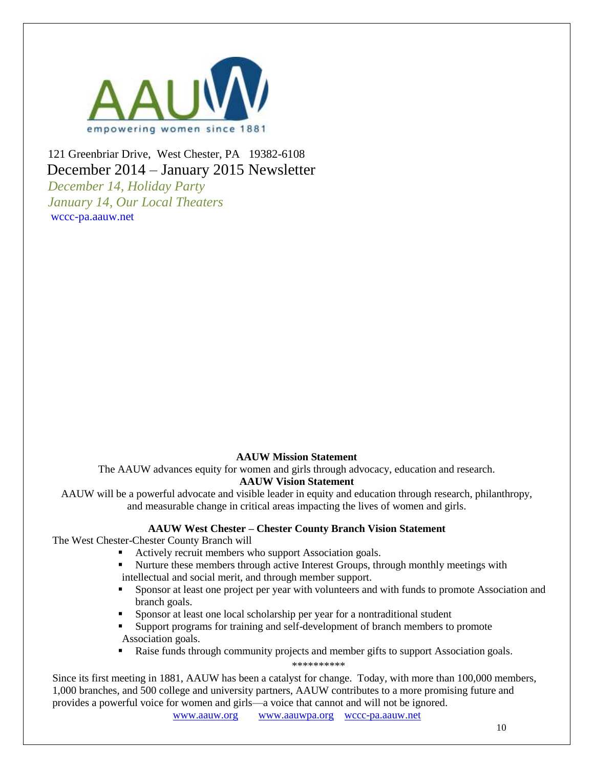AAUW

empowering women since 1881

121 Greenbriar Drive, West Chester, PA 19382-6108

December 2014 – January 2015 Newsletter

*December 14, Holiday Party*

*January 14, Our Local Theaters*

wccc-pa.aauw.net

**AAUW Mission Statement**

The AAUW advances equity for women and girls through advocacy, education and research.

**AAUW Vision Statement**

AAUW will be a powerful advocate and visible leader in equity and education through research, philanthropy, and measurable change in critical areas impacting the lives of women and girls.

**AAUW West Chester – Chester County Branch Vision Statement**

The West Chester-Chester County Branch will

- Actively recruit members who support Association goals.
- Nurture these members through active Interest Groups, through monthly meetings with intellectual and social merit, and through member support.
- Sponsor at least one project per year with volunteers and with funds to promote Association and branch goals.
- Sponsor at least one local scholarship per year for a nontraditional student
- Support programs for training and self-development of branch members to promote Association goals.
- Raise funds through community projects and member gifts to support Association goals.

**********

Since its first meeting in 1881, AAUW has been a catalyst for change. Today, with more than 100,000 members, 1,000 branches, and 500 college and university partners, AAUW contributes to a more promising future and provides a powerful voice for women and girls—a voice that cannot and will not be ignored.

www.aauw.org www.aauwpa.org wccc-pa.aauw.net